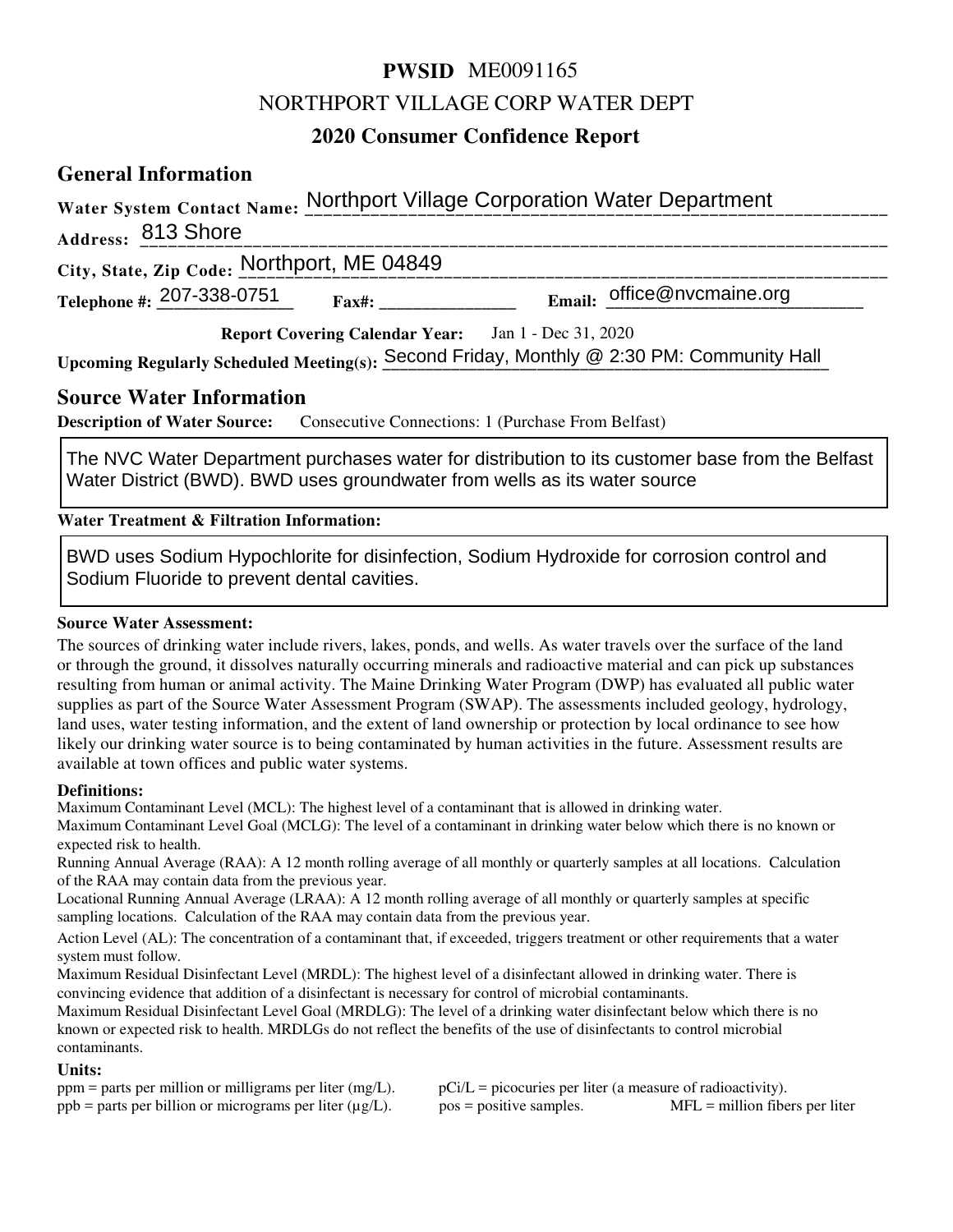# PWSID ME0091165

## NORTHPORT VILLAGE CORP WATER DEPT

## 2020 Consumer Confidence Report

## General Information

**Water System Contact Name:** Northport Village Corporation Water Department

**Address:** 813 Shore

**City, State, Zip Code:** Northport, ME 04849

**Telephone #:** 207-338-0751 **Fax#:** **Email:** office@nvcmaine.org

**Report Covering Calendar Year:** Jan 1 - Dec 31, 2020

**Upcoming Regularly Scheduled Meeting(s):** Second Friday, Monthly @ 2:30 PM: Community Hall

## Source Water Information

**Description of Water Source:** Consecutive Connections: 1 (Purchase From Belfast)

The NVC Water Department purchases water for distribution to its customer base from the Belfast Water District (BWD). BWD uses groundwater from wells as its water source

**Water Treatment & Filtration Information:**

BWD uses Sodium Hypochlorite for disinfection, Sodium Hydroxide for corrosion control and Sodium Fluoride to prevent dental cavities.

**Source Water Assessment:**

The sources of drinking water include rivers, lakes, ponds, and wells. As water travels over the surface of the land or through the ground, it dissolves naturally occurring minerals and radioactive material and can pick up substances resulting from human or animal activity. The Maine Drinking Water Program (DWP) has evaluated all public water supplies as part of the Source Water Assessment Program (SWAP). The assessments included geology, hydrology, land uses, water testing information, and the extent of land ownership or protection by local ordinance to see how likely our drinking water source is to being contaminated by human activities in the future. Assessment results are available at town offices and public water systems.

**Definitions:**

Maximum Contaminant Level (MCL): The highest level of a contaminant that is allowed in drinking water.

Maximum Contaminant Level Goal (MCLG): The level of a contaminant in drinking water below which there is no known or expected risk to health.

Running Annual Average (RAA): A 12 month rolling average of all monthly or quarterly samples at all locations. Calculation of the RAA may contain data from the previous year.

Locational Running Annual Average (LRAA): A 12 month rolling average of all monthly or quarterly samples at specific sampling locations. Calculation of the RAA may contain data from the previous year.

Action Level (AL): The concentration of a contaminant that, if exceeded, triggers treatment or other requirements that a water system must follow.

Maximum Residual Disinfectant Level (MRDL): The highest level of a disinfectant allowed in drinking water. There is convincing evidence that addition of a disinfectant is necessary for control of microbial contaminants.

Maximum Residual Disinfectant Level Goal (MRDLG): The level of a drinking water disinfectant below which there is no known or expected risk to health. MRDLGs do not reflect the benefits of the use of disinfectants to control microbial contaminants.

**Units:**

ppm = parts per million or milligrams per liter (mg/L).
pCi/L = picocuries per liter (a measure of radioactivity).
ppb = parts per billion or micrograms per liter (µg/L).
pos = positive samples.
MFL = million fibers per liter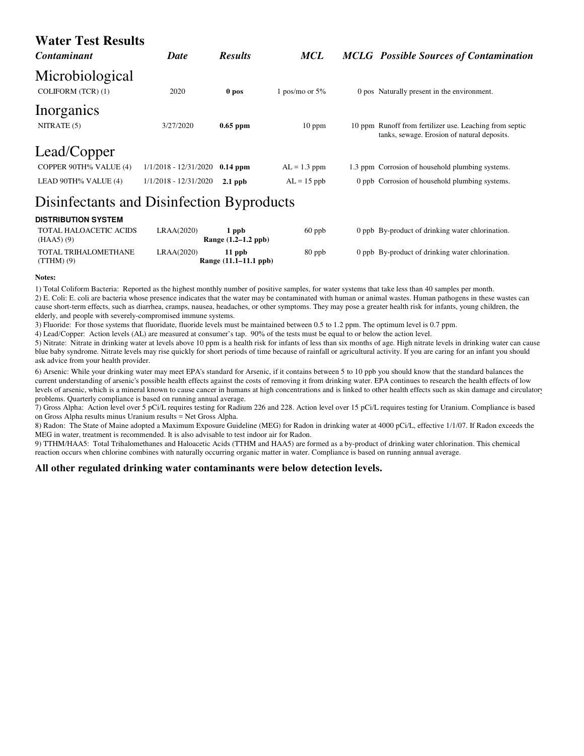# Water Test Results

| *Contaminant* | *Date* | *Results* | *MCL* | *MCLG* | *Possible Sources of Contamination* |
|---|---|---|---|---|---|
| **Microbiological** | | | | | |
| COLIFORM (TCR) (1) | 2020 | **0 pos** | 1 pos/mo or 5% | 0 pos | Naturally present in the environment. |
| **Inorganics** | | | | | |
| NITRATE (5) | 3/27/2020 | **0.65 ppm** | 10 ppm | 10 ppm | Runoff from fertilizer use. Leaching from septic tanks, sewage. Erosion of natural deposits. |
| **Lead/Copper** | | | | | |
| COPPER 90TH% VALUE (4) | 1/1/2018 - 12/31/2020 | **0.14 ppm** | AL = 1.3 ppm | 1.3 ppm | Corrosion of household plumbing systems. |
| LEAD 90TH% VALUE (4) | 1/1/2018 - 12/31/2020 | **2.1 ppb** | AL = 15 ppb | 0 ppb | Corrosion of household plumbing systems. |
| **Disinfectants and Disinfection Byproducts** | | | | | |
| **DISTRIBUTION SYSTEM** | | | | | |
| TOTAL HALOACETIC ACIDS (HAA5) (9) | LRAA(2020) | **1 ppb Range (1.2–1.2 ppb)** | 60 ppb | 0 ppb | By-product of drinking water chlorination. |
| TOTAL TRIHALOMETHANE (TTHM) (9) | LRAA(2020) | **11 ppb Range (11.1–11.1 ppb)** | 80 ppb | 0 ppb | By-product of drinking water chlorination. |

**Notes:**

1) Total Coliform Bacteria: Reported as the highest monthly number of positive samples, for water systems that take less than 40 samples per month.
2) E. Coli: E. coli are bacteria whose presence indicates that the water may be contaminated with human or animal wastes. Human pathogens in these wastes can cause short-term effects, such as diarrhea, cramps, nausea, headaches, or other symptoms. They may pose a greater health risk for infants, young children, the elderly, and people with severely-compromised immune systems.
3) Fluoride: For those systems that fluoridate, fluoride levels must be maintained between 0.5 to 1.2 ppm. The optimum level is 0.7 ppm.
4) Lead/Copper: Action levels (AL) are measured at consumer's tap. 90% of the tests must be equal to or below the action level.
5) Nitrate: Nitrate in drinking water at levels above 10 ppm is a health risk for infants of less than six months of age. High nitrate levels in drinking water can cause blue baby syndrome. Nitrate levels may rise quickly for short periods of time because of rainfall or agricultural activity. If you are caring for an infant you should ask advice from your health provider.
6) Arsenic: While your drinking water may meet EPA's standard for Arsenic, if it contains between 5 to 10 ppb you should know that the standard balances the current understanding of arsenic's possible health effects against the costs of removing it from drinking water. EPA continues to research the health effects of low levels of arsenic, which is a mineral known to cause cancer in humans at high concentrations and is linked to other health effects such as skin damage and circulatory problems. Quarterly compliance is based on running annual average.
7) Gross Alpha: Action level over 5 pCi/L requires testing for Radium 226 and 228. Action level over 15 pCi/L requires testing for Uranium. Compliance is based on Gross Alpha results minus Uranium results = Net Gross Alpha.
8) Radon: The State of Maine adopted a Maximum Exposure Guideline (MEG) for Radon in drinking water at 4000 pCi/L, effective 1/1/07. If Radon exceeds the MEG in water, treatment is recommended. It is also advisable to test indoor air for Radon.
9) TTHM/HAA5: Total Trihalomethanes and Haloacetic Acids (TTHM and HAA5) are formed as a by-product of drinking water chlorination. This chemical reaction occurs when chlorine combines with naturally occurring organic matter in water. Compliance is based on running annual average.

**All other regulated drinking water contaminants were below detection levels.**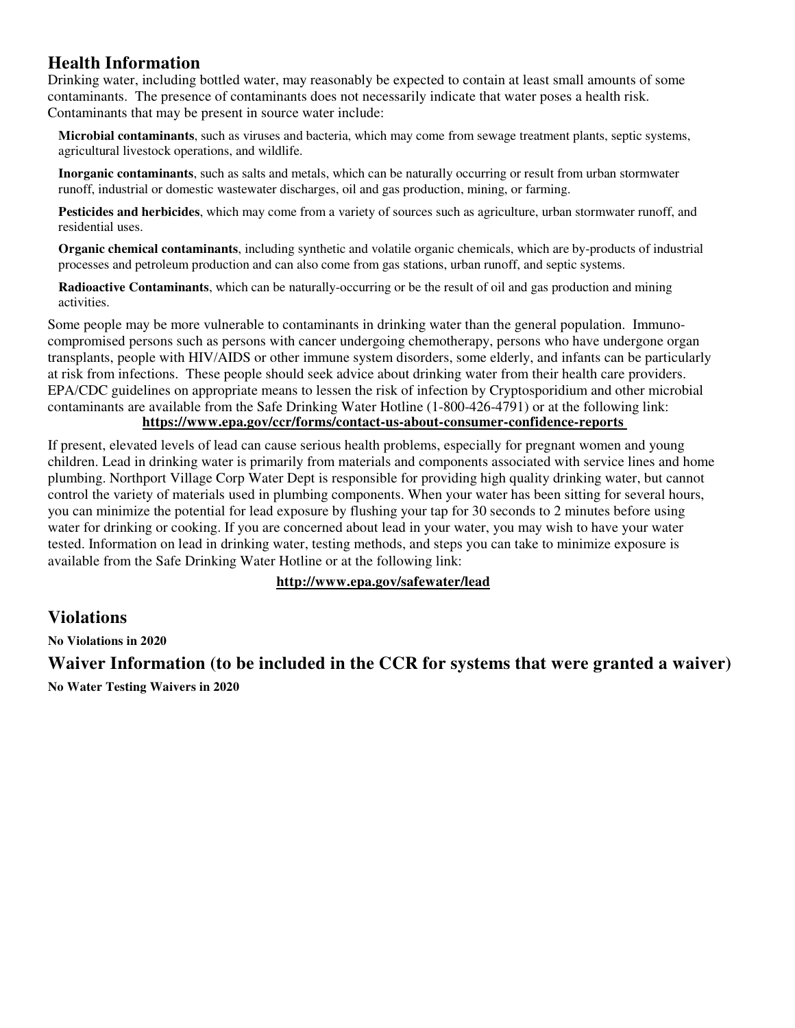## Health Information

Drinking water, including bottled water, may reasonably be expected to contain at least small amounts of some contaminants. The presence of contaminants does not necessarily indicate that water poses a health risk. Contaminants that may be present in source water include:

**Microbial contaminants**, such as viruses and bacteria, which may come from sewage treatment plants, septic systems, agricultural livestock operations, and wildlife.

**Inorganic contaminants**, such as salts and metals, which can be naturally occurring or result from urban stormwater runoff, industrial or domestic wastewater discharges, oil and gas production, mining, or farming.

**Pesticides and herbicides**, which may come from a variety of sources such as agriculture, urban stormwater runoff, and residential uses.

**Organic chemical contaminants**, including synthetic and volatile organic chemicals, which are by-products of industrial processes and petroleum production and can also come from gas stations, urban runoff, and septic systems.

**Radioactive Contaminants**, which can be naturally-occurring or be the result of oil and gas production and mining activities.

Some people may be more vulnerable to contaminants in drinking water than the general population. Immuno-compromised persons such as persons with cancer undergoing chemotherapy, persons who have undergone organ transplants, people with HIV/AIDS or other immune system disorders, some elderly, and infants can be particularly at risk from infections. These people should seek advice about drinking water from their health care providers. EPA/CDC guidelines on appropriate means to lessen the risk of infection by Cryptosporidium and other microbial contaminants are available from the Safe Drinking Water Hotline (1-800-426-4791) or at the following link:

**https://www.epa.gov/ccr/forms/contact-us-about-consumer-confidence-reports**

If present, elevated levels of lead can cause serious health problems, especially for pregnant women and young children. Lead in drinking water is primarily from materials and components associated with service lines and home plumbing. Northport Village Corp Water Dept is responsible for providing high quality drinking water, but cannot control the variety of materials used in plumbing components. When your water has been sitting for several hours, you can minimize the potential for lead exposure by flushing your tap for 30 seconds to 2 minutes before using water for drinking or cooking. If you are concerned about lead in your water, you may wish to have your water tested. Information on lead in drinking water, testing methods, and steps you can take to minimize exposure is available from the Safe Drinking Water Hotline or at the following link:

**http://www.epa.gov/safewater/lead**

## Violations

**No Violations in 2020**

## Waiver Information (to be included in the CCR for systems that were granted a waiver)

**No Water Testing Waivers in 2020**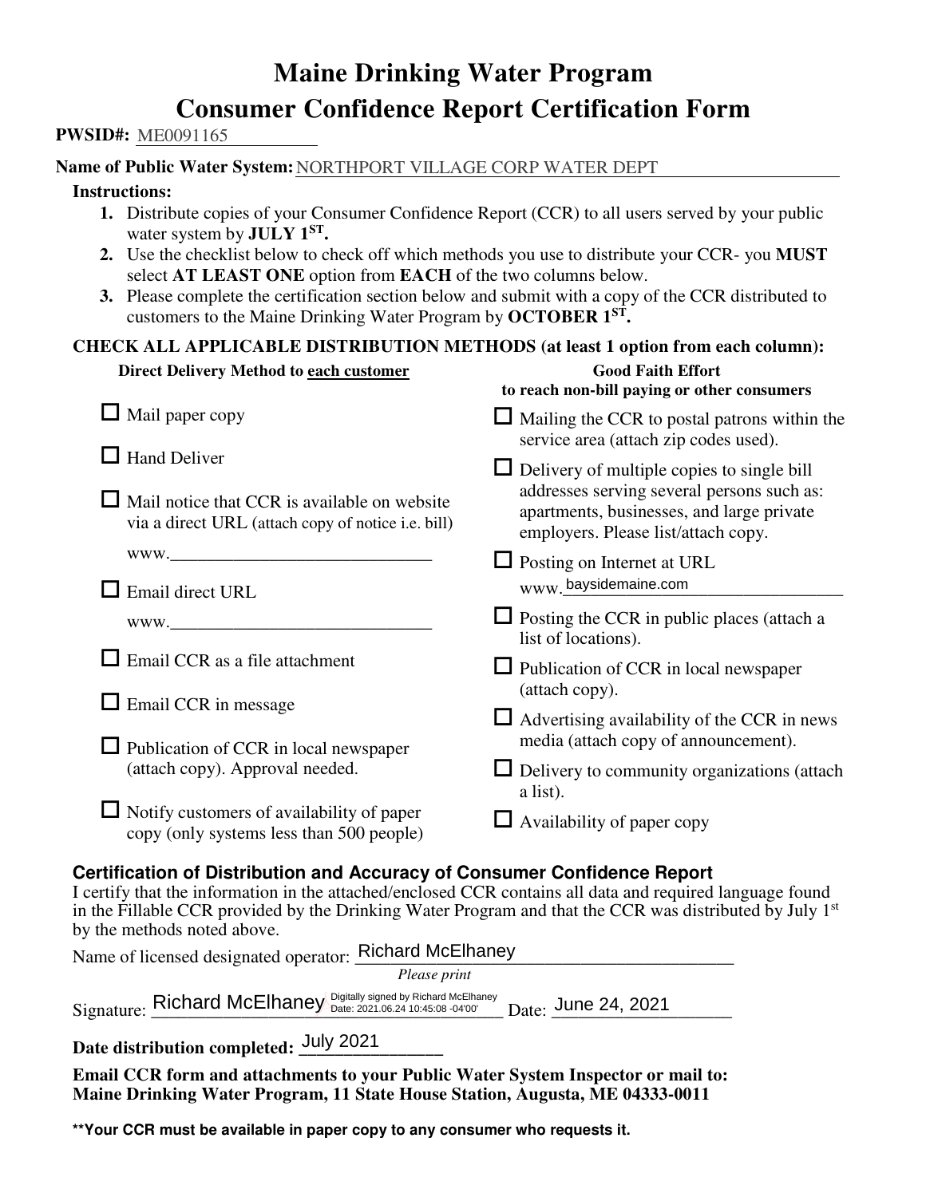# Maine Drinking Water Program

# Consumer Confidence Report Certification Form

**PWSID#:** ME0091165

**Name of Public Water System:** NORTHPORT VILLAGE CORP WATER DEPT

**Instructions:**

1. Distribute copies of your Consumer Confidence Report (CCR) to all users served by your public water system by **JULY 1ST.**
2. Use the checklist below to check off which methods you use to distribute your CCR- you **MUST** select **AT LEAST ONE** option from **EACH** of the two columns below.
3. Please complete the certification section below and submit with a copy of the CCR distributed to customers to the Maine Drinking Water Program by **OCTOBER 1ST.**

**CHECK ALL APPLICABLE DISTRIBUTION METHODS (at least 1 option from each column):**

**Direct Delivery Method to each customer**

- ☐ Mail paper copy
- ☐ Hand Deliver
- ☐ Mail notice that CCR is available on website via a direct URL (attach copy of notice i.e. bill) www.______________________________
- ☐ Email direct URL www.______________________________
- ☐ Email CCR as a file attachment
- ☐ Email CCR in message
- ☐ Publication of CCR in local newspaper (attach copy). Approval needed.
- ☐ Notify customers of availability of paper copy (only systems less than 500 people)

**Good Faith Effort to reach non-bill paying or other consumers**

- ☐ Mailing the CCR to postal patrons within the service area (attach zip codes used).
- ☐ Delivery of multiple copies to single bill addresses serving several persons such as: apartments, businesses, and large private employers. Please list/attach copy.
- ☐ Posting on Internet at URL www.baysidemaine.com
- ☐ Posting the CCR in public places (attach a list of locations).
- ☐ Publication of CCR in local newspaper (attach copy).
- ☐ Advertising availability of the CCR in news media (attach copy of announcement).
- ☐ Delivery to community organizations (attach a list).
- ☐ Availability of paper copy

### Certification of Distribution and Accuracy of Consumer Confidence Report

I certify that the information in the attached/enclosed CCR contains all data and required language found in the Fillable CCR provided by the Drinking Water Program and that the CCR was distributed by July 1st by the methods noted above.

Name of licensed designated operator: Richard McElhaney
*Please print*

Signature: Richard McElhaney Digitally signed by Richard McElhaney Date: 2021.06.24 10:45:08 -04'00' Date: June 24, 2021

**Date distribution completed:** July 2021

**Email CCR form and attachments to your Public Water System Inspector or mail to: Maine Drinking Water Program, 11 State House Station, Augusta, ME 04333-0011**

**\*\*Your CCR must be available in paper copy to any consumer who requests it.**